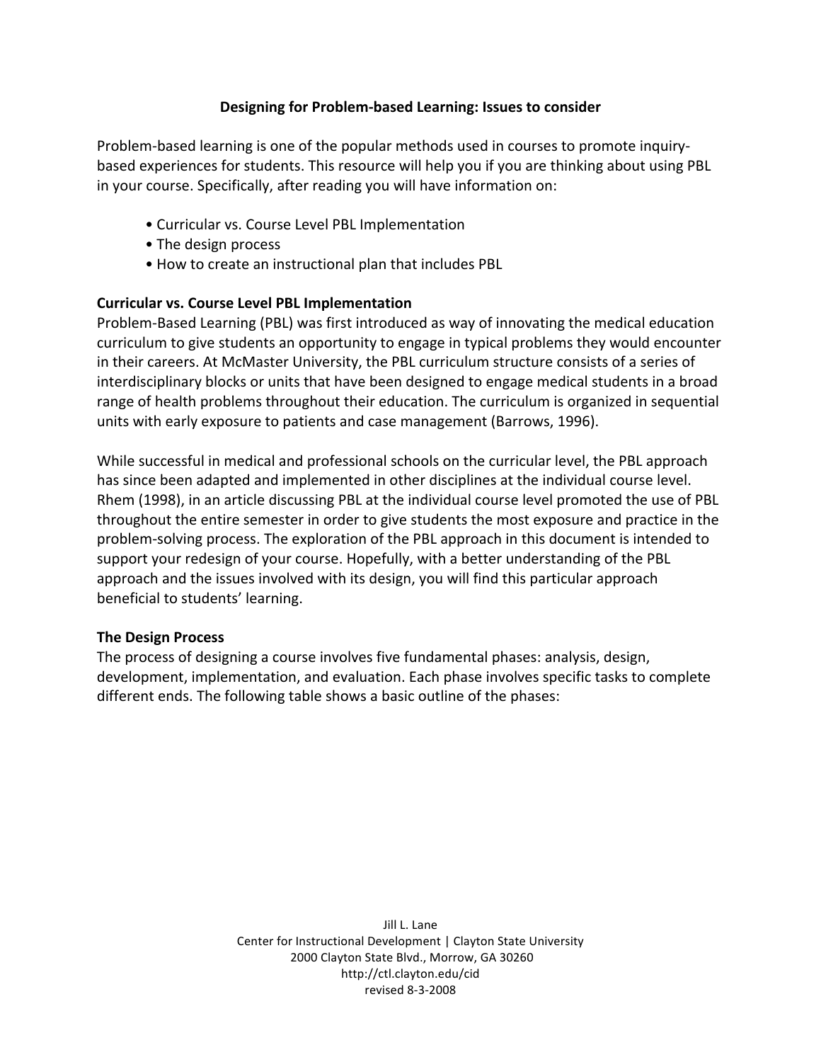# Designing for Problem-based Learning: Issues to consider

Problem-based learning is one of the popular methods used in courses to promote inquiry-based experiences for students. This resource will help you if you are thinking about using PBL in your course. Specifically, after reading you will have information on:

- Curricular vs. Course Level PBL Implementation
- The design process
- How to create an instructional plan that includes PBL

## Curricular vs. Course Level PBL Implementation

Problem-Based Learning (PBL) was first introduced as way of innovating the medical education curriculum to give students an opportunity to engage in typical problems they would encounter in their careers. At McMaster University, the PBL curriculum structure consists of a series of interdisciplinary blocks or units that have been designed to engage medical students in a broad range of health problems throughout their education. The curriculum is organized in sequential units with early exposure to patients and case management (Barrows, 1996).

While successful in medical and professional schools on the curricular level, the PBL approach has since been adapted and implemented in other disciplines at the individual course level. Rhem (1998), in an article discussing PBL at the individual course level promoted the use of PBL throughout the entire semester in order to give students the most exposure and practice in the problem-solving process. The exploration of the PBL approach in this document is intended to support your redesign of your course. Hopefully, with a better understanding of the PBL approach and the issues involved with its design, you will find this particular approach beneficial to students' learning.

## The Design Process

The process of designing a course involves five fundamental phases: analysis, design, development, implementation, and evaluation. Each phase involves specific tasks to complete different ends. The following table shows a basic outline of the phases:

Jill L. Lane
Center for Instructional Development | Clayton State University
2000 Clayton State Blvd., Morrow, GA 30260
http://ctl.clayton.edu/cid
revised 8-3-2008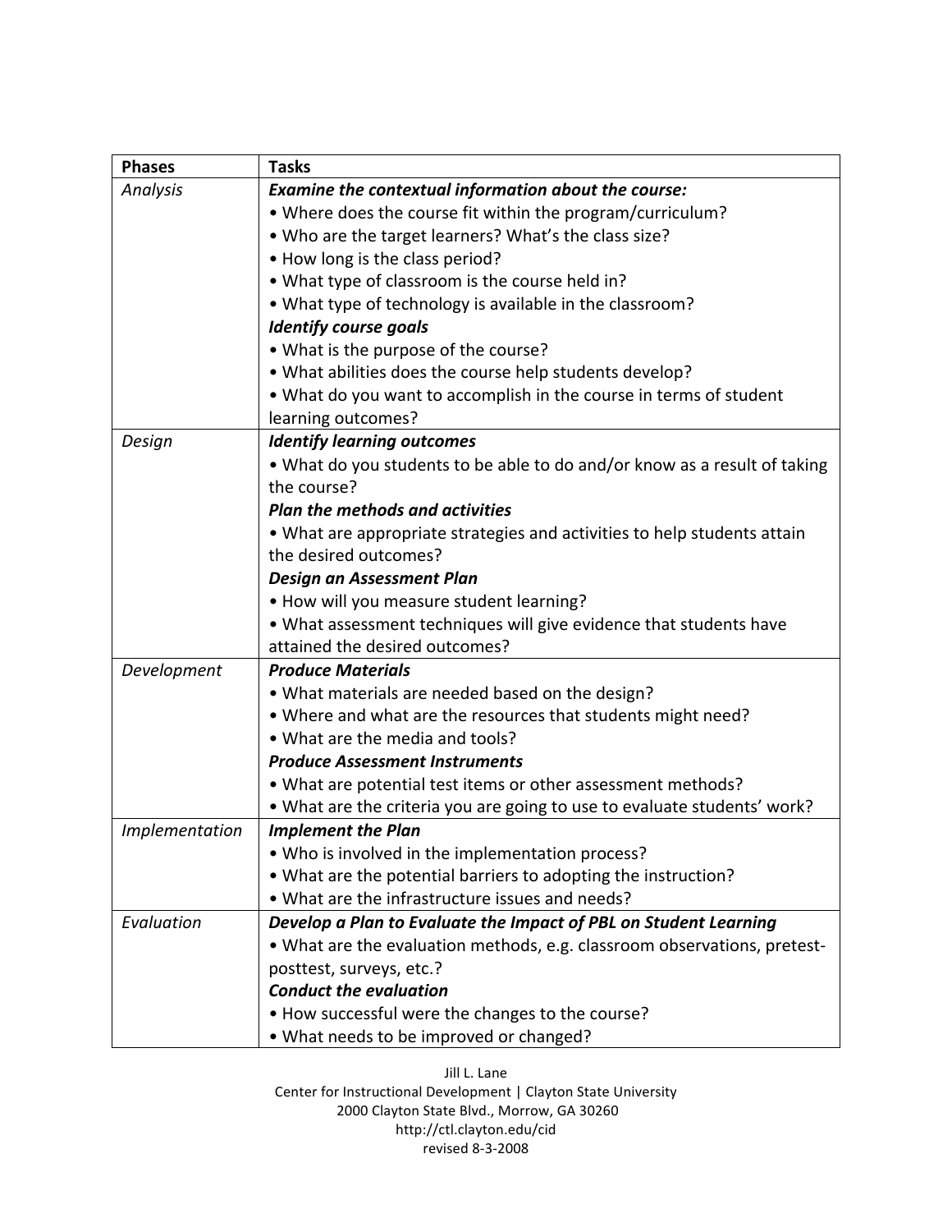| Phases | Tasks |
|---|---|
| *Analysis* | ***Examine the contextual information about the course:***<br>• Where does the course fit within the program/curriculum?<br>• Who are the target learners? What's the class size?<br>• How long is the class period?<br>• What type of classroom is the course held in?<br>• What type of technology is available in the classroom?<br>***Identify course goals***<br>• What is the purpose of the course?<br>• What abilities does the course help students develop?<br>• What do you want to accomplish in the course in terms of student learning outcomes? |
| *Design* | ***Identify learning outcomes***<br>• What do you students to be able to do and/or know as a result of taking the course?<br>***Plan the methods and activities***<br>• What are appropriate strategies and activities to help students attain the desired outcomes?<br>***Design an Assessment Plan***<br>• How will you measure student learning?<br>• What assessment techniques will give evidence that students have attained the desired outcomes? |
| *Development* | ***Produce Materials***<br>• What materials are needed based on the design?<br>• Where and what are the resources that students might need?<br>• What are the media and tools?<br>***Produce Assessment Instruments***<br>• What are potential test items or other assessment methods?<br>• What are the criteria you are going to use to evaluate students' work? |
| *Implementation* | ***Implement the Plan***<br>• Who is involved in the implementation process?<br>• What are the potential barriers to adopting the instruction?<br>• What are the infrastructure issues and needs? |
| *Evaluation* | ***Develop a Plan to Evaluate the Impact of PBL on Student Learning***<br>• What are the evaluation methods, e.g. classroom observations, pretest-posttest, surveys, etc.?<br>***Conduct the evaluation***<br>• How successful were the changes to the course?<br>• What needs to be improved or changed? |

Jill L. Lane
Center for Instructional Development | Clayton State University
2000 Clayton State Blvd., Morrow, GA 30260
http://ctl.clayton.edu/cid
revised 8-3-2008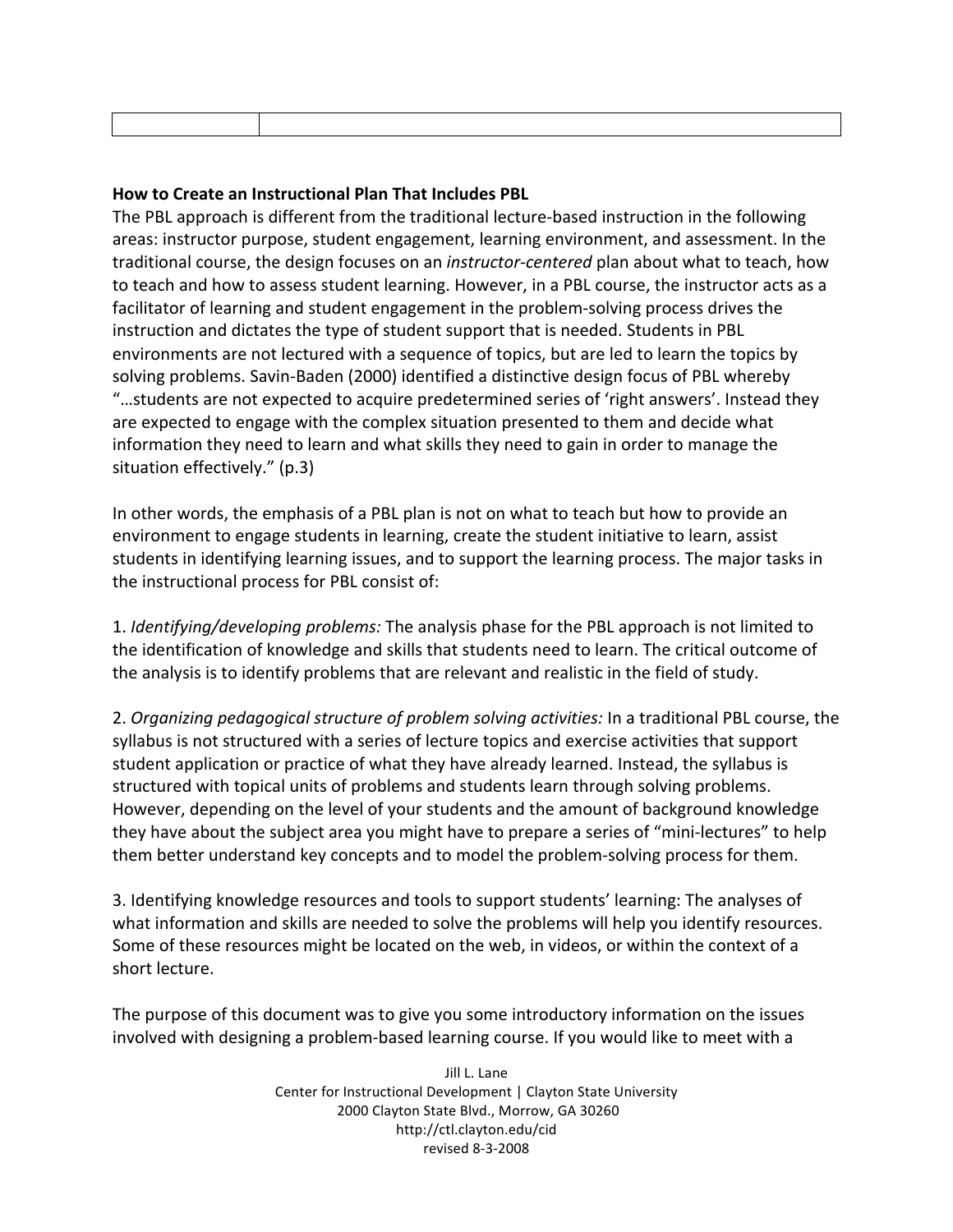| | |
|---|---|

**How to Create an Instructional Plan That Includes PBL**

The PBL approach is different from the traditional lecture-based instruction in the following areas: instructor purpose, student engagement, learning environment, and assessment. In the traditional course, the design focuses on an *instructor-centered* plan about what to teach, how to teach and how to assess student learning. However, in a PBL course, the instructor acts as a facilitator of learning and student engagement in the problem-solving process drives the instruction and dictates the type of student support that is needed. Students in PBL environments are not lectured with a sequence of topics, but are led to learn the topics by solving problems. Savin-Baden (2000) identified a distinctive design focus of PBL whereby "…students are not expected to acquire predetermined series of 'right answers'. Instead they are expected to engage with the complex situation presented to them and decide what information they need to learn and what skills they need to gain in order to manage the situation effectively." (p.3)

In other words, the emphasis of a PBL plan is not on what to teach but how to provide an environment to engage students in learning, create the student initiative to learn, assist students in identifying learning issues, and to support the learning process. The major tasks in the instructional process for PBL consist of:

1. *Identifying/developing problems:* The analysis phase for the PBL approach is not limited to the identification of knowledge and skills that students need to learn. The critical outcome of the analysis is to identify problems that are relevant and realistic in the field of study.

2. *Organizing pedagogical structure of problem solving activities:* In a traditional PBL course, the syllabus is not structured with a series of lecture topics and exercise activities that support student application or practice of what they have already learned. Instead, the syllabus is structured with topical units of problems and students learn through solving problems. However, depending on the level of your students and the amount of background knowledge they have about the subject area you might have to prepare a series of "mini-lectures" to help them better understand key concepts and to model the problem-solving process for them.

3. Identifying knowledge resources and tools to support students' learning: The analyses of what information and skills are needed to solve the problems will help you identify resources. Some of these resources might be located on the web, in videos, or within the context of a short lecture.

The purpose of this document was to give you some introductory information on the issues involved with designing a problem-based learning course. If you would like to meet with a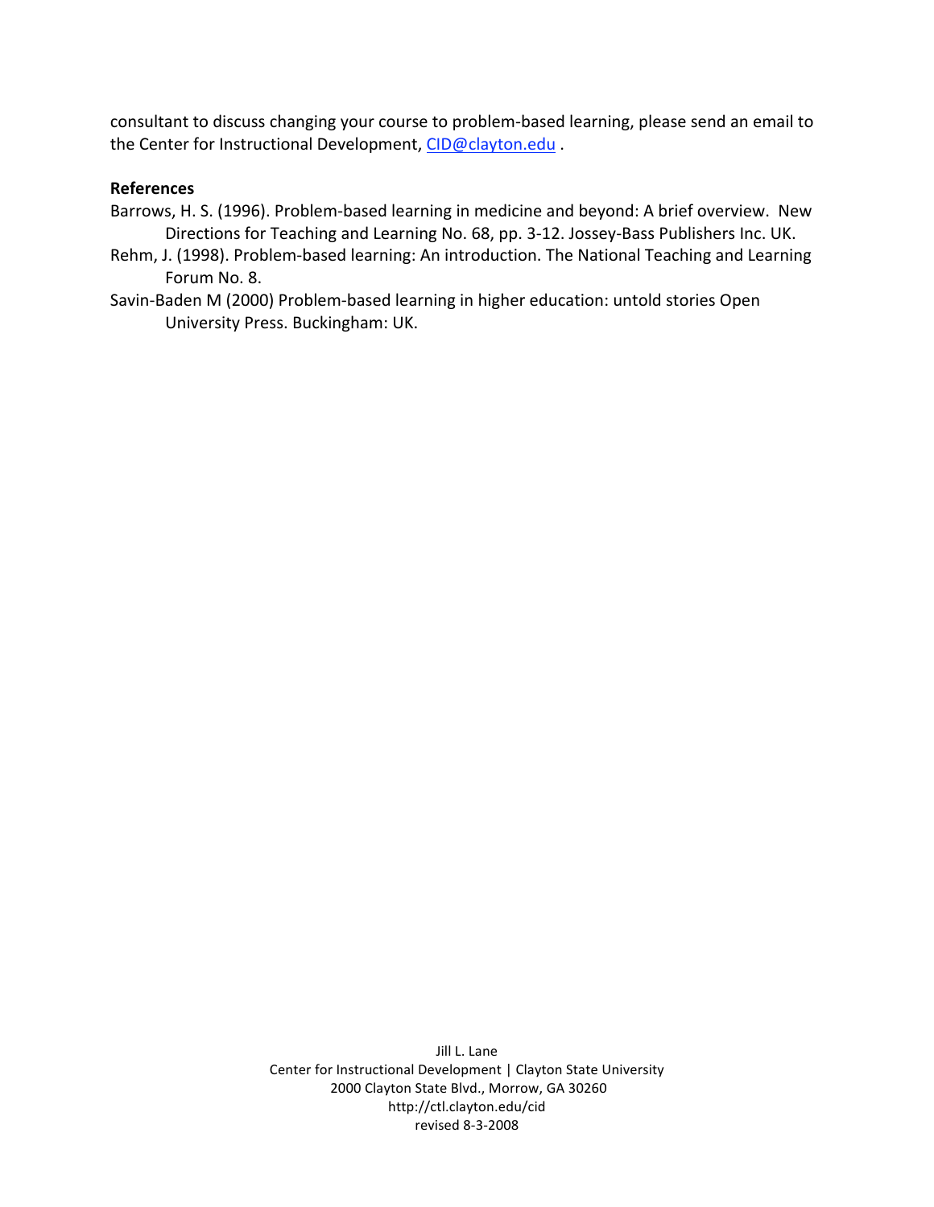consultant to discuss changing your course to problem-based learning, please send an email to the Center for Instructional Development, CID@clayton.edu .

**References**

Barrows, H. S. (1996). Problem-based learning in medicine and beyond: A brief overview. New Directions for Teaching and Learning No. 68, pp. 3-12. Jossey-Bass Publishers Inc. UK.

Rehm, J. (1998). Problem-based learning: An introduction. The National Teaching and Learning Forum No. 8.

Savin-Baden M (2000) Problem-based learning in higher education: untold stories Open University Press. Buckingham: UK.

Jill L. Lane
Center for Instructional Development | Clayton State University
2000 Clayton State Blvd., Morrow, GA 30260
http://ctl.clayton.edu/cid
revised 8-3-2008